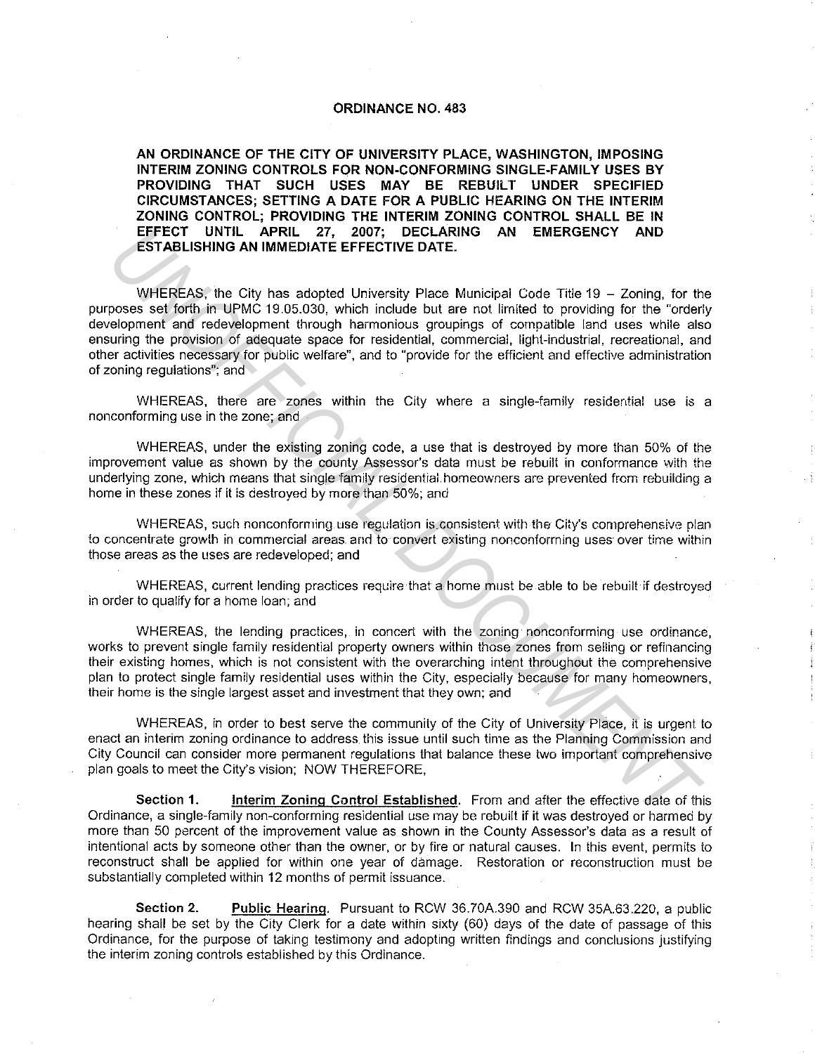# ORDINANCE NO. 483

**AN ORDINANCE OF THE CITY OF UNIVERSITY PLACE, WASHINGTON, IMPOSING INTERIM ZONING CONTROLS FOR NON-CONFORMING SINGLE-FAMILY USES BY PROVIDING THAT SUCH USES MAY BE REBUILT UNDER SPECIFIED CIRCUMSTANCES; SETTING A DATE FOR A PUBLIC HEARING ON THE INTERIM ZONING CONTROL; PROVIDING THE INTERIM ZONING CONTROL SHALL BE IN EFFECT UNTIL APRIL 27, 2007; DECLARING AN EMERGENCY AND ESTABLISHING AN IMMEDIATE EFFECTIVE DATE.**

WHEREAS, the City has adopted University Place Municipal Code Title 19 – Zoning, for the purposes set forth in UPMC 19.05.030, which include but are not limited to providing for the "orderly development and redevelopment through harmonious groupings of compatible land uses while also ensuring the provision of adequate space for residential, commercial, light-industrial, recreational, and other activities necessary for public welfare", and to "provide for the efficient and effective administration of zoning regulations"; and

WHEREAS, there are zones within the City where a single-family residential use is a nonconforming use in the zone; and

WHEREAS, under the existing zoning code, a use that is destroyed by more than 50% of the improvement value as shown by the county Assessor's data must be rebuilt in conformance with the underlying zone, which means that single family residential homeowners are prevented from rebuilding a home in these zones if it is destroyed by more than 50%; and

WHEREAS, such nonconforming use regulation is consistent with the City's comprehensive plan to concentrate growth in commercial areas and to convert existing nonconforming uses over time within those areas as the uses are redeveloped; and

WHEREAS, current lending practices require that a home must be able to be rebuilt if destroyed in order to qualify for a home loan; and

WHEREAS, the lending practices, in concert with the zoning nonconforming use ordinance, works to prevent single family residential property owners within those zones from selling or refinancing their existing homes, which is not consistent with the overarching intent throughout the comprehensive plan to protect single family residential uses within the City, especially because for many homeowners, their home is the single largest asset and investment that they own; and

WHEREAS, in order to best serve the community of the City of University Place, it is urgent to enact an interim zoning ordinance to address this issue until such time as the Planning Commission and City Council can consider more permanent regulations that balance these two important comprehensive plan goals to meet the City's vision; NOW THEREFORE,

**Section 1.** Interim Zoning Control Established. From and after the effective date of this Ordinance, a single-family non-conforming residential use may be rebuilt if it was destroyed or harmed by more than 50 percent of the improvement value as shown in the County Assessor's data as a result of intentional acts by someone other than the owner, or by fire or natural causes. In this event, permits to reconstruct shall be applied for within one year of damage. Restoration or reconstruction must be substantially completed within 12 months of permit issuance.

**Section 2.** Public Hearing. Pursuant to RCW 36.70A.390 and RCW 35A.63.220, a public hearing shall be set by the City Clerk for a date within sixty (60) days of the date of passage of this Ordinance, for the purpose of taking testimony and adopting written findings and conclusions justifying the interim zoning controls established by this Ordinance.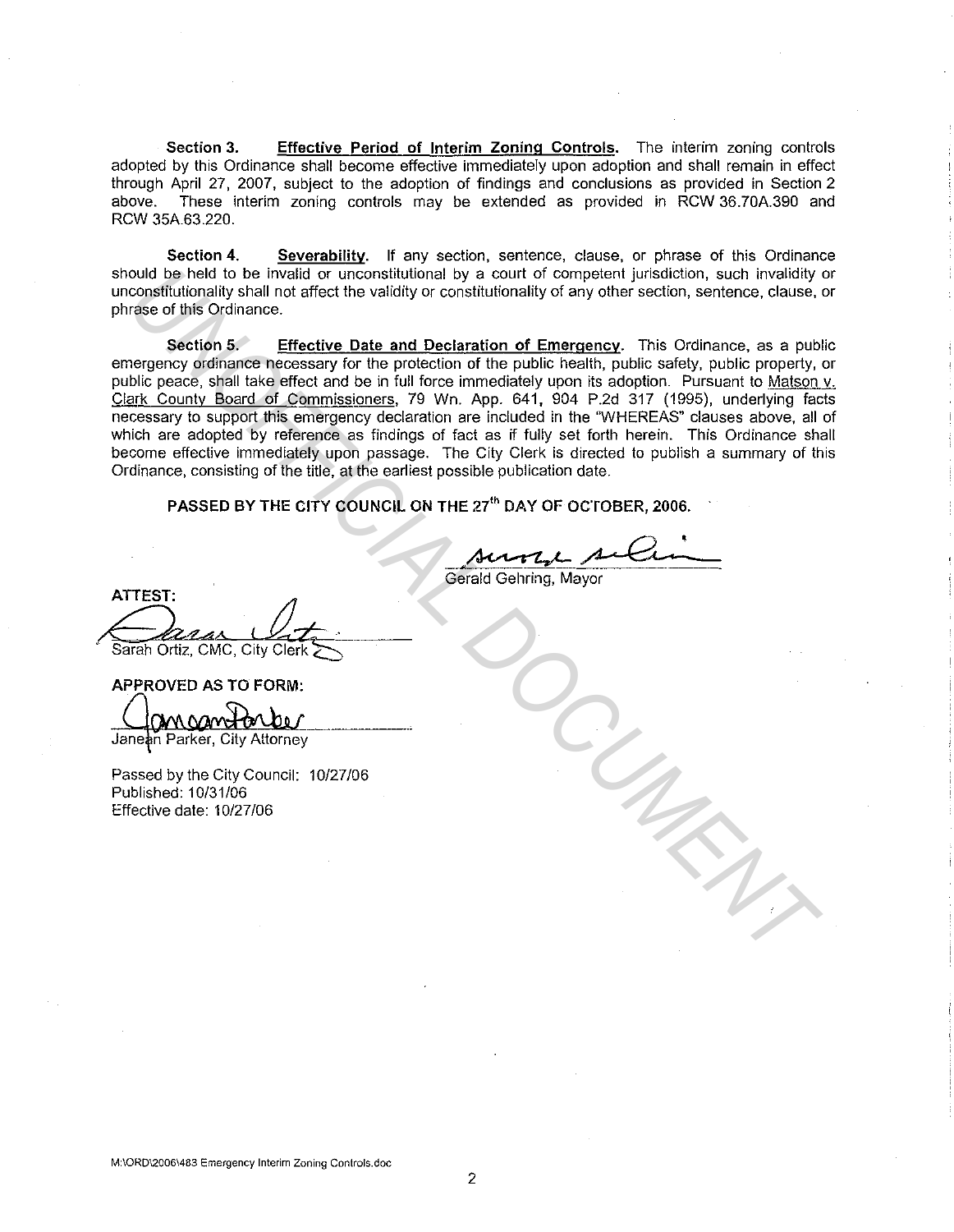**Section 3.** **<u>Effective Period of Interim Zoning Controls</u>.** The interim zoning controls adopted by this Ordinance shall become effective immediately upon adoption and shall remain in effect through April 27, 2007, subject to the adoption of findings and conclusions as provided in Section 2 above. These interim zoning controls may be extended as provided in RCW 36.70A.390 and RCW 35A.63.220.

**Section 4.** **<u>Severability</u>.** If any section, sentence, clause, or phrase of this Ordinance should be held to be invalid or unconstitutional by a court of competent jurisdiction, such invalidity or unconstitutionality shall not affect the validity or constitutionality of any other section, sentence, clause, or phrase of this Ordinance.

**Section 5.** **<u>Effective Date and Declaration of Emergency</u>.** This Ordinance, as a public emergency ordinance necessary for the protection of the public health, public safety, public property, or public peace, shall take effect and be in full force immediately upon its adoption. Pursuant to <u>Matson v. Clark County Board of Commissioners</u>, 79 Wn. App. 641, 904 P.2d 317 (1995), underlying facts necessary to support this emergency declaration are included in the "WHEREAS" clauses above, all of which are adopted by reference as findings of fact as if fully set forth herein. This Ordinance shall become effective immediately upon passage. The City Clerk is directed to publish a summary of this Ordinance, consisting of the title, at the earliest possible publication date.

**PASSED BY THE CITY COUNCIL ON THE 27th DAY OF OCTOBER, 2006.**

Gerald Gehring, Mayor

**ATTEST:**

Sarah Ortiz, CMC, City Clerk

**APPROVED AS TO FORM:**

Janean Parker, City Attorney

Passed by the City Council: 10/27/06
Published: 10/31/06
Effective date: 10/27/06

M:\ORD\2006\483 Emergency Interim Zoning Controls.doc